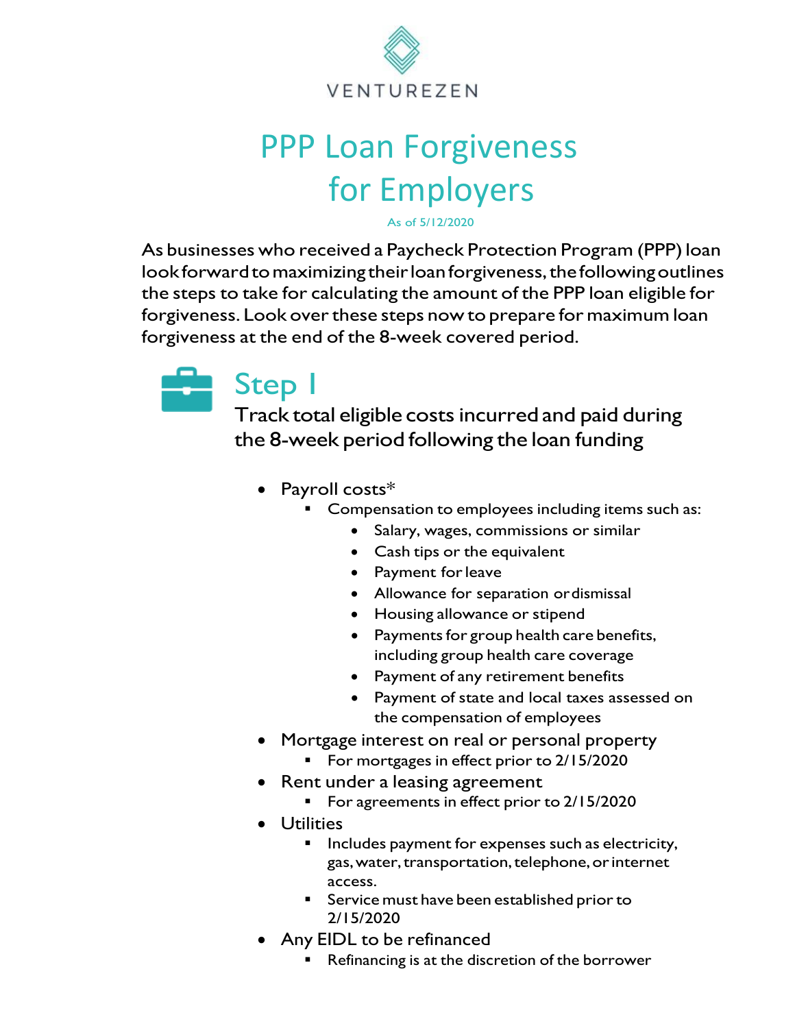VENTUREZEN

# PPP Loan Forgiveness for Employers

As of 5/12/2020

As businesses who received a Paycheck Protection Program (PPP) loan look forward to maximizing their loan forgiveness, the following outlines the steps to take for calculating the amount of the PPP loan eligible for forgiveness. Look over these steps now to prepare for maximum loan forgiveness at the end of the 8-week covered period.

## Step 1

### Track total eligible costs incurred and paid during the 8-week period following the loan funding

- Payroll costs*
  - Compensation to employees including items such as:
    - Salary, wages, commissions or similar
    - Cash tips or the equivalent
    - Payment for leave
    - Allowance for separation or dismissal
    - Housing allowance or stipend
    - Payments for group health care benefits, including group health care coverage
    - Payment of any retirement benefits
    - Payment of state and local taxes assessed on the compensation of employees
- Mortgage interest on real or personal property
  - For mortgages in effect prior to 2/15/2020
- Rent under a leasing agreement
  - For agreements in effect prior to 2/15/2020
- Utilities
  - Includes payment for expenses such as electricity, gas, water, transportation, telephone, or internet access.
  - Service must have been established prior to 2/15/2020
- Any EIDL to be refinanced
  - Refinancing is at the discretion of the borrower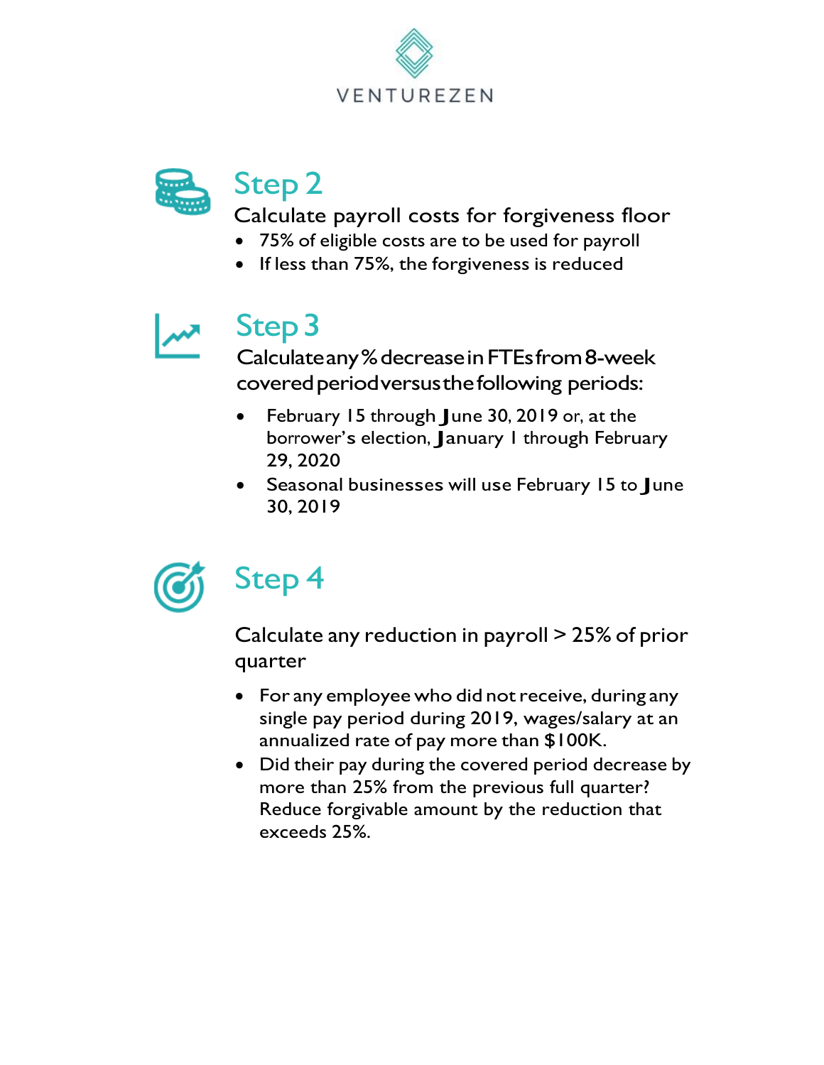VENTUREZEN

## Step 2

Calculate payroll costs for forgiveness floor

- 75% of eligible costs are to be used for payroll
- If less than 75%, the forgiveness is reduced

## Step 3

Calculate any % decrease in FTEs from 8-week covered period versus the following periods:

- February 15 through June 30, 2019 or, at the borrower's election, January 1 through February 29, 2020
- Seasonal businesses will use February 15 to June 30, 2019

## Step 4

Calculate any reduction in payroll > 25% of prior quarter

- For any employee who did not receive, during any single pay period during 2019, wages/salary at an annualized rate of pay more than $100K.
- Did their pay during the covered period decrease by more than 25% from the previous full quarter? Reduce forgivable amount by the reduction that exceeds 25%.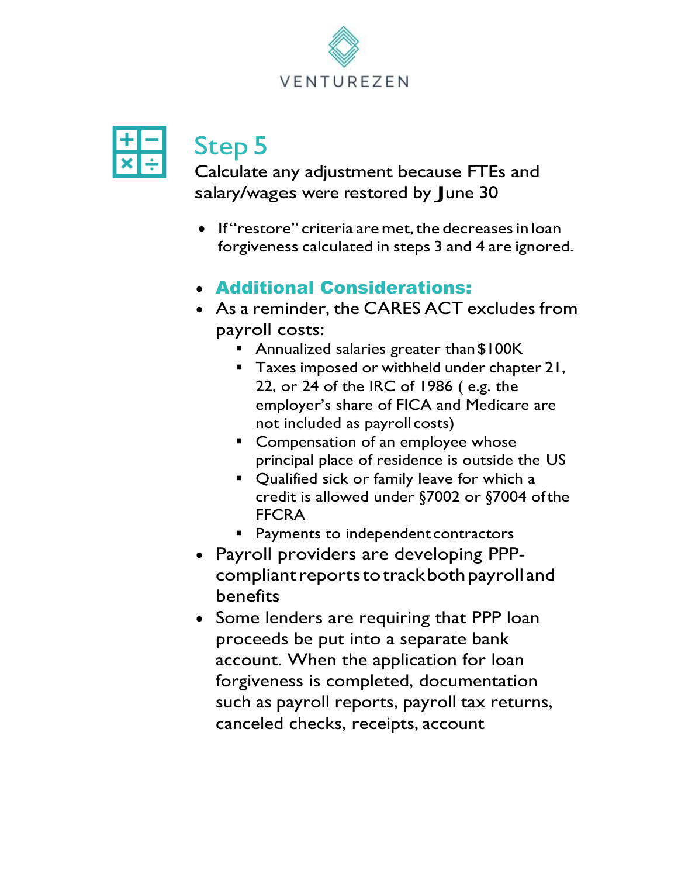## Step 5

Calculate any adjustment because FTEs and salary/wages were restored by June 30

- If "restore" criteria are met, the decreases in loan forgiveness calculated in steps 3 and 4 are ignored.

- **Additional Considerations:**
- As a reminder, the CARES ACT excludes from payroll costs:
  - Annualized salaries greater than $100K
  - Taxes imposed or withheld under chapter 21, 22, or 24 of the IRC of 1986 ( e.g. the employer's share of FICA and Medicare are not included as payroll costs)
  - Compensation of an employee whose principal place of residence is outside the US
  - Qualified sick or family leave for which a credit is allowed under §7002 or §7004 of the FFCRA
  - Payments to independent contractors
- Payroll providers are developing PPP-compliant reports to track both payroll and benefits
- Some lenders are requiring that PPP loan proceeds be put into a separate bank account. When the application for loan forgiveness is completed, documentation such as payroll reports, payroll tax returns, canceled checks, receipts, account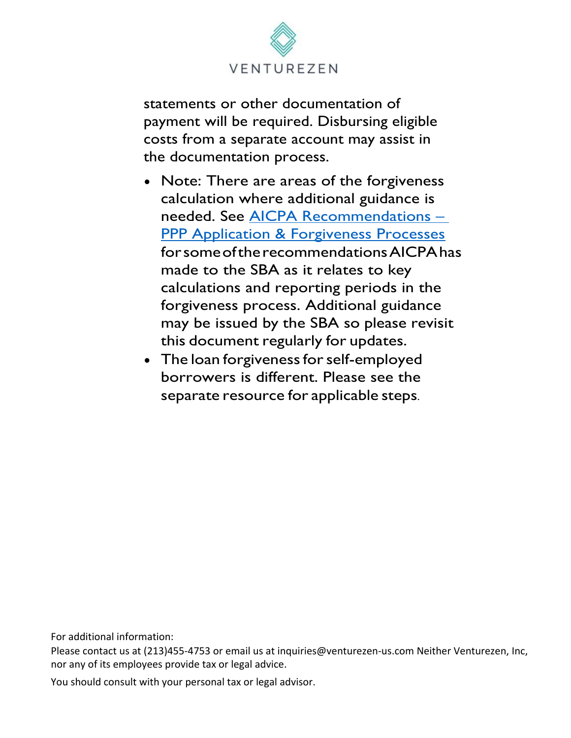statements or other documentation of payment will be required. Disbursing eligible costs from a separate account may assist in the documentation process.

- Note: There are areas of the forgiveness calculation where additional guidance is needed. See AICPA Recommendations – PPP Application & Forgiveness Processes for some of the recommendations AICPA has made to the SBA as it relates to key calculations and reporting periods in the forgiveness process. Additional guidance may be issued by the SBA so please revisit this document regularly for updates.
- The loan forgiveness for self-employed borrowers is different. Please see the separate resource for applicable steps.

For additional information:

Please contact us at (213)455-4753 or email us at inquiries@venturezen-us.com Neither Venturezen, Inc, nor any of its employees provide tax or legal advice.

You should consult with your personal tax or legal advisor.